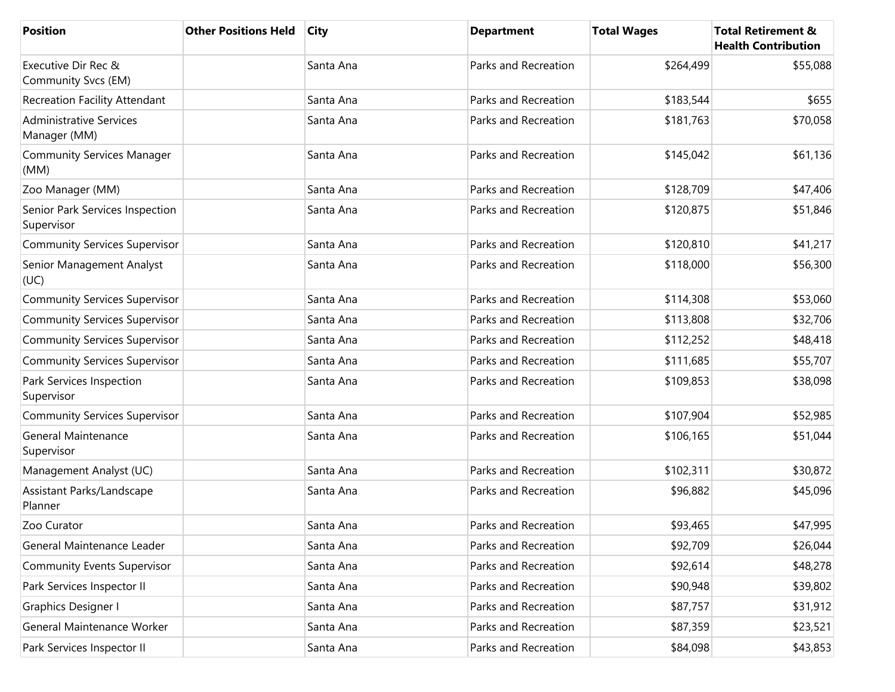| Position | Other Positions Held | City | Department | Total Wages | Total Retirement & Health Contribution |
|---|---|---|---|---|---|
| Executive Dir Rec & Community Svcs (EM) | | Santa Ana | Parks and Recreation | $264,499 | $55,088 |
| Recreation Facility Attendant | | Santa Ana | Parks and Recreation | $183,544 | $655 |
| Administrative Services Manager (MM) | | Santa Ana | Parks and Recreation | $181,763 | $70,058 |
| Community Services Manager (MM) | | Santa Ana | Parks and Recreation | $145,042 | $61,136 |
| Zoo Manager (MM) | | Santa Ana | Parks and Recreation | $128,709 | $47,406 |
| Senior Park Services Inspection Supervisor | | Santa Ana | Parks and Recreation | $120,875 | $51,846 |
| Community Services Supervisor | | Santa Ana | Parks and Recreation | $120,810 | $41,217 |
| Senior Management Analyst (UC) | | Santa Ana | Parks and Recreation | $118,000 | $56,300 |
| Community Services Supervisor | | Santa Ana | Parks and Recreation | $114,308 | $53,060 |
| Community Services Supervisor | | Santa Ana | Parks and Recreation | $113,808 | $32,706 |
| Community Services Supervisor | | Santa Ana | Parks and Recreation | $112,252 | $48,418 |
| Community Services Supervisor | | Santa Ana | Parks and Recreation | $111,685 | $55,707 |
| Park Services Inspection Supervisor | | Santa Ana | Parks and Recreation | $109,853 | $38,098 |
| Community Services Supervisor | | Santa Ana | Parks and Recreation | $107,904 | $52,985 |
| General Maintenance Supervisor | | Santa Ana | Parks and Recreation | $106,165 | $51,044 |
| Management Analyst (UC) | | Santa Ana | Parks and Recreation | $102,311 | $30,872 |
| Assistant Parks/Landscape Planner | | Santa Ana | Parks and Recreation | $96,882 | $45,096 |
| Zoo Curator | | Santa Ana | Parks and Recreation | $93,465 | $47,995 |
| General Maintenance Leader | | Santa Ana | Parks and Recreation | $92,709 | $26,044 |
| Community Events Supervisor | | Santa Ana | Parks and Recreation | $92,614 | $48,278 |
| Park Services Inspector II | | Santa Ana | Parks and Recreation | $90,948 | $39,802 |
| Graphics Designer I | | Santa Ana | Parks and Recreation | $87,757 | $31,912 |
| General Maintenance Worker | | Santa Ana | Parks and Recreation | $87,359 | $23,521 |
| Park Services Inspector II | | Santa Ana | Parks and Recreation | $84,098 | $43,853 |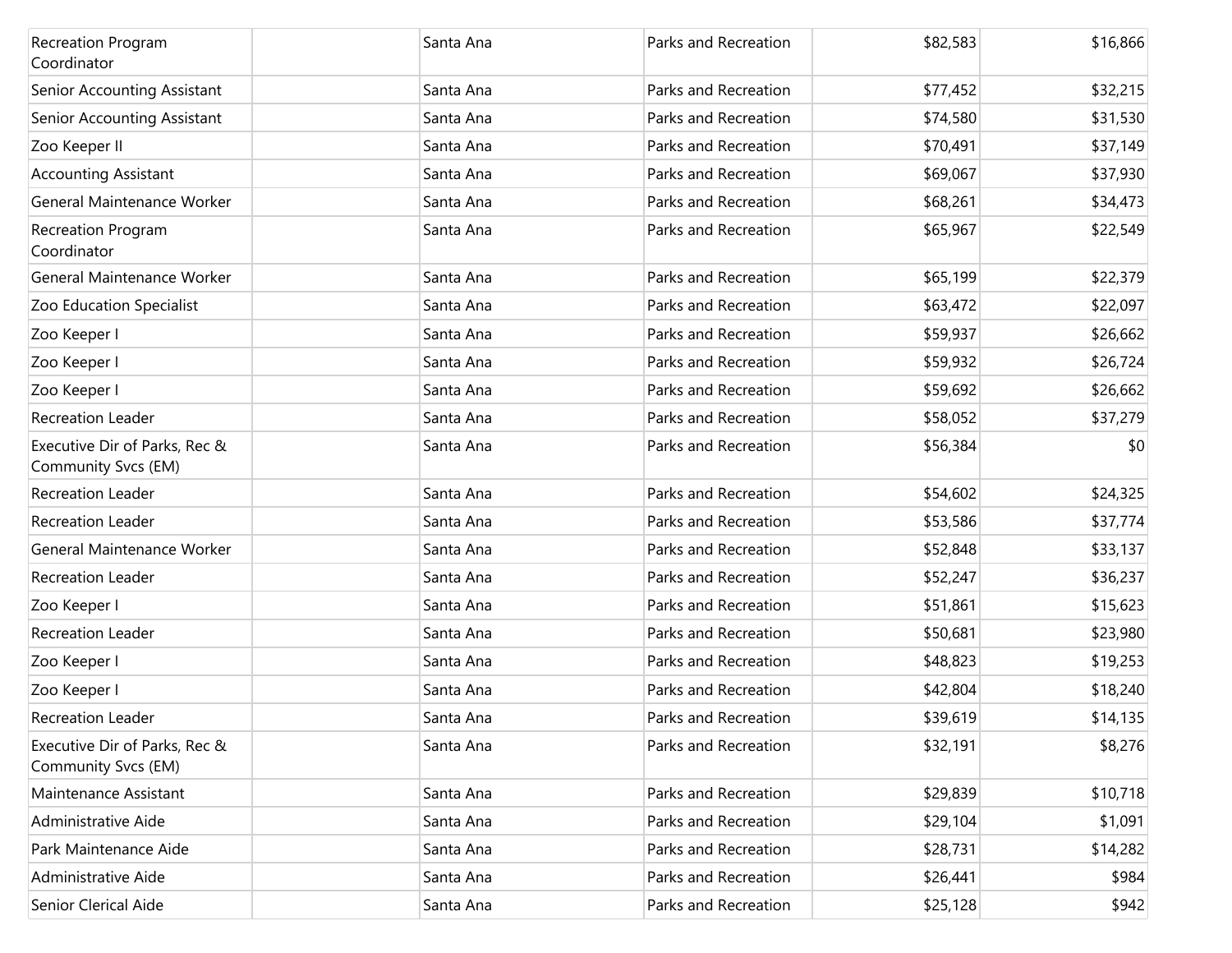| | | | | | |
|---|---|---|---|---|---|
| Recreation Program Coordinator | | Santa Ana | Parks and Recreation | $82,583 | $16,866 |
| Senior Accounting Assistant | | Santa Ana | Parks and Recreation | $77,452 | $32,215 |
| Senior Accounting Assistant | | Santa Ana | Parks and Recreation | $74,580 | $31,530 |
| Zoo Keeper II | | Santa Ana | Parks and Recreation | $70,491 | $37,149 |
| Accounting Assistant | | Santa Ana | Parks and Recreation | $69,067 | $37,930 |
| General Maintenance Worker | | Santa Ana | Parks and Recreation | $68,261 | $34,473 |
| Recreation Program Coordinator | | Santa Ana | Parks and Recreation | $65,967 | $22,549 |
| General Maintenance Worker | | Santa Ana | Parks and Recreation | $65,199 | $22,379 |
| Zoo Education Specialist | | Santa Ana | Parks and Recreation | $63,472 | $22,097 |
| Zoo Keeper I | | Santa Ana | Parks and Recreation | $59,937 | $26,662 |
| Zoo Keeper I | | Santa Ana | Parks and Recreation | $59,932 | $26,724 |
| Zoo Keeper I | | Santa Ana | Parks and Recreation | $59,692 | $26,662 |
| Recreation Leader | | Santa Ana | Parks and Recreation | $58,052 | $37,279 |
| Executive Dir of Parks, Rec & Community Svcs (EM) | | Santa Ana | Parks and Recreation | $56,384 | $0 |
| Recreation Leader | | Santa Ana | Parks and Recreation | $54,602 | $24,325 |
| Recreation Leader | | Santa Ana | Parks and Recreation | $53,586 | $37,774 |
| General Maintenance Worker | | Santa Ana | Parks and Recreation | $52,848 | $33,137 |
| Recreation Leader | | Santa Ana | Parks and Recreation | $52,247 | $36,237 |
| Zoo Keeper I | | Santa Ana | Parks and Recreation | $51,861 | $15,623 |
| Recreation Leader | | Santa Ana | Parks and Recreation | $50,681 | $23,980 |
| Zoo Keeper I | | Santa Ana | Parks and Recreation | $48,823 | $19,253 |
| Zoo Keeper I | | Santa Ana | Parks and Recreation | $42,804 | $18,240 |
| Recreation Leader | | Santa Ana | Parks and Recreation | $39,619 | $14,135 |
| Executive Dir of Parks, Rec & Community Svcs (EM) | | Santa Ana | Parks and Recreation | $32,191 | $8,276 |
| Maintenance Assistant | | Santa Ana | Parks and Recreation | $29,839 | $10,718 |
| Administrative Aide | | Santa Ana | Parks and Recreation | $29,104 | $1,091 |
| Park Maintenance Aide | | Santa Ana | Parks and Recreation | $28,731 | $14,282 |
| Administrative Aide | | Santa Ana | Parks and Recreation | $26,441 | $984 |
| Senior Clerical Aide | | Santa Ana | Parks and Recreation | $25,128 | $942 |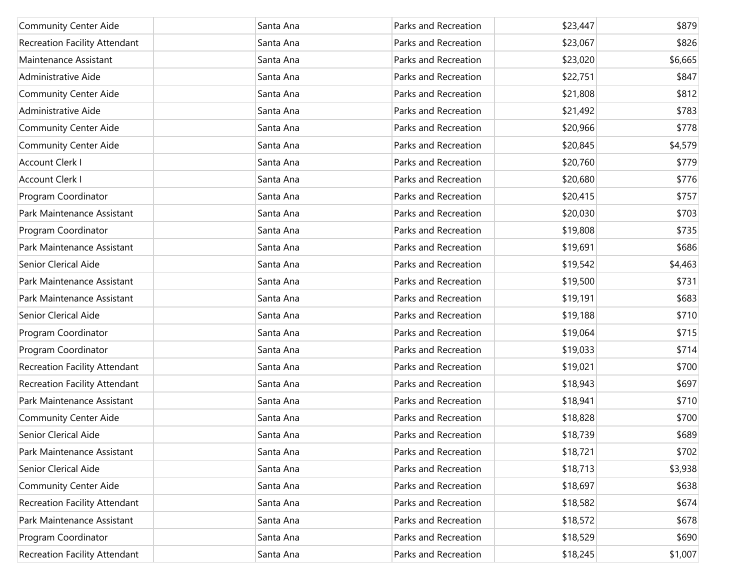| | | | | | |
|---|---|---|---|---|---|
| Community Center Aide | | Santa Ana | Parks and Recreation | $23,447 | $879 |
| Recreation Facility Attendant | | Santa Ana | Parks and Recreation | $23,067 | $826 |
| Maintenance Assistant | | Santa Ana | Parks and Recreation | $23,020 | $6,665 |
| Administrative Aide | | Santa Ana | Parks and Recreation | $22,751 | $847 |
| Community Center Aide | | Santa Ana | Parks and Recreation | $21,808 | $812 |
| Administrative Aide | | Santa Ana | Parks and Recreation | $21,492 | $783 |
| Community Center Aide | | Santa Ana | Parks and Recreation | $20,966 | $778 |
| Community Center Aide | | Santa Ana | Parks and Recreation | $20,845 | $4,579 |
| Account Clerk I | | Santa Ana | Parks and Recreation | $20,760 | $779 |
| Account Clerk I | | Santa Ana | Parks and Recreation | $20,680 | $776 |
| Program Coordinator | | Santa Ana | Parks and Recreation | $20,415 | $757 |
| Park Maintenance Assistant | | Santa Ana | Parks and Recreation | $20,030 | $703 |
| Program Coordinator | | Santa Ana | Parks and Recreation | $19,808 | $735 |
| Park Maintenance Assistant | | Santa Ana | Parks and Recreation | $19,691 | $686 |
| Senior Clerical Aide | | Santa Ana | Parks and Recreation | $19,542 | $4,463 |
| Park Maintenance Assistant | | Santa Ana | Parks and Recreation | $19,500 | $731 |
| Park Maintenance Assistant | | Santa Ana | Parks and Recreation | $19,191 | $683 |
| Senior Clerical Aide | | Santa Ana | Parks and Recreation | $19,188 | $710 |
| Program Coordinator | | Santa Ana | Parks and Recreation | $19,064 | $715 |
| Program Coordinator | | Santa Ana | Parks and Recreation | $19,033 | $714 |
| Recreation Facility Attendant | | Santa Ana | Parks and Recreation | $19,021 | $700 |
| Recreation Facility Attendant | | Santa Ana | Parks and Recreation | $18,943 | $697 |
| Park Maintenance Assistant | | Santa Ana | Parks and Recreation | $18,941 | $710 |
| Community Center Aide | | Santa Ana | Parks and Recreation | $18,828 | $700 |
| Senior Clerical Aide | | Santa Ana | Parks and Recreation | $18,739 | $689 |
| Park Maintenance Assistant | | Santa Ana | Parks and Recreation | $18,721 | $702 |
| Senior Clerical Aide | | Santa Ana | Parks and Recreation | $18,713 | $3,938 |
| Community Center Aide | | Santa Ana | Parks and Recreation | $18,697 | $638 |
| Recreation Facility Attendant | | Santa Ana | Parks and Recreation | $18,582 | $674 |
| Park Maintenance Assistant | | Santa Ana | Parks and Recreation | $18,572 | $678 |
| Program Coordinator | | Santa Ana | Parks and Recreation | $18,529 | $690 |
| Recreation Facility Attendant | | Santa Ana | Parks and Recreation | $18,245 | $1,007 |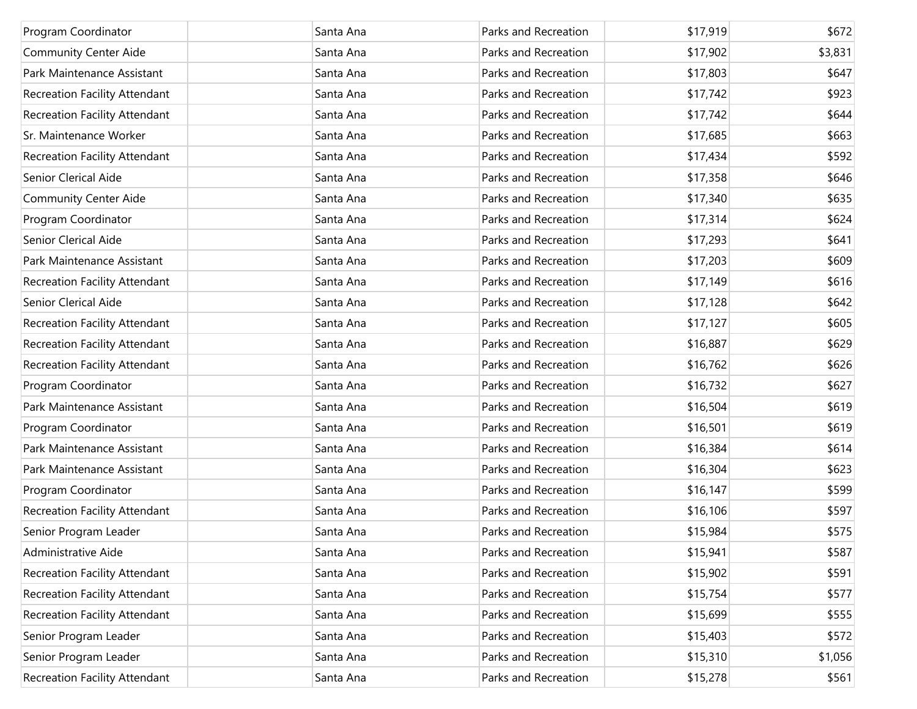| | | | | | |
|---|---|---|---|---|---|
| Program Coordinator | | Santa Ana | Parks and Recreation | $17,919 | $672 |
| Community Center Aide | | Santa Ana | Parks and Recreation | $17,902 | $3,831 |
| Park Maintenance Assistant | | Santa Ana | Parks and Recreation | $17,803 | $647 |
| Recreation Facility Attendant | | Santa Ana | Parks and Recreation | $17,742 | $923 |
| Recreation Facility Attendant | | Santa Ana | Parks and Recreation | $17,742 | $644 |
| Sr. Maintenance Worker | | Santa Ana | Parks and Recreation | $17,685 | $663 |
| Recreation Facility Attendant | | Santa Ana | Parks and Recreation | $17,434 | $592 |
| Senior Clerical Aide | | Santa Ana | Parks and Recreation | $17,358 | $646 |
| Community Center Aide | | Santa Ana | Parks and Recreation | $17,340 | $635 |
| Program Coordinator | | Santa Ana | Parks and Recreation | $17,314 | $624 |
| Senior Clerical Aide | | Santa Ana | Parks and Recreation | $17,293 | $641 |
| Park Maintenance Assistant | | Santa Ana | Parks and Recreation | $17,203 | $609 |
| Recreation Facility Attendant | | Santa Ana | Parks and Recreation | $17,149 | $616 |
| Senior Clerical Aide | | Santa Ana | Parks and Recreation | $17,128 | $642 |
| Recreation Facility Attendant | | Santa Ana | Parks and Recreation | $17,127 | $605 |
| Recreation Facility Attendant | | Santa Ana | Parks and Recreation | $16,887 | $629 |
| Recreation Facility Attendant | | Santa Ana | Parks and Recreation | $16,762 | $626 |
| Program Coordinator | | Santa Ana | Parks and Recreation | $16,732 | $627 |
| Park Maintenance Assistant | | Santa Ana | Parks and Recreation | $16,504 | $619 |
| Program Coordinator | | Santa Ana | Parks and Recreation | $16,501 | $619 |
| Park Maintenance Assistant | | Santa Ana | Parks and Recreation | $16,384 | $614 |
| Park Maintenance Assistant | | Santa Ana | Parks and Recreation | $16,304 | $623 |
| Program Coordinator | | Santa Ana | Parks and Recreation | $16,147 | $599 |
| Recreation Facility Attendant | | Santa Ana | Parks and Recreation | $16,106 | $597 |
| Senior Program Leader | | Santa Ana | Parks and Recreation | $15,984 | $575 |
| Administrative Aide | | Santa Ana | Parks and Recreation | $15,941 | $587 |
| Recreation Facility Attendant | | Santa Ana | Parks and Recreation | $15,902 | $591 |
| Recreation Facility Attendant | | Santa Ana | Parks and Recreation | $15,754 | $577 |
| Recreation Facility Attendant | | Santa Ana | Parks and Recreation | $15,699 | $555 |
| Senior Program Leader | | Santa Ana | Parks and Recreation | $15,403 | $572 |
| Senior Program Leader | | Santa Ana | Parks and Recreation | $15,310 | $1,056 |
| Recreation Facility Attendant | | Santa Ana | Parks and Recreation | $15,278 | $561 |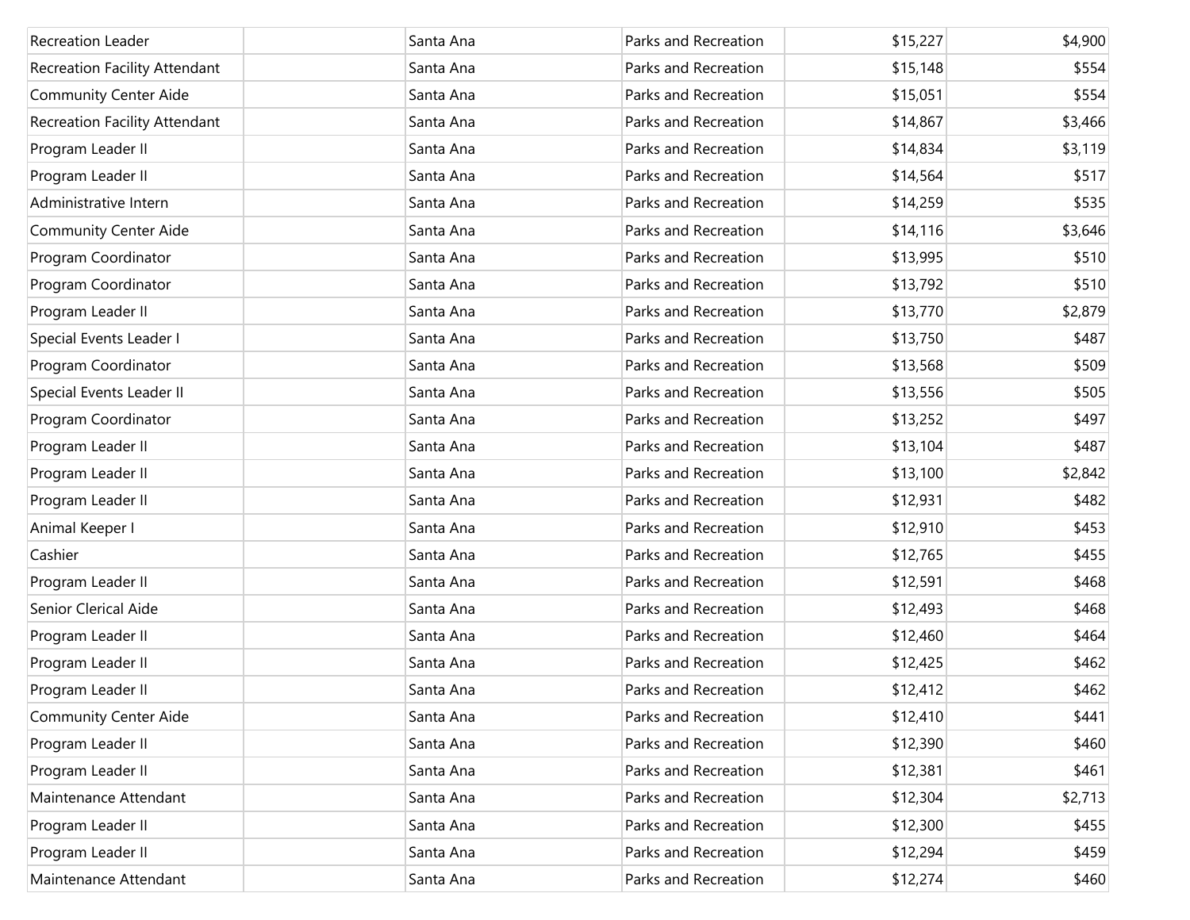| | | | | | |
|---|---|---|---|---|---|
| Recreation Leader | | Santa Ana | Parks and Recreation | $15,227 | $4,900 |
| Recreation Facility Attendant | | Santa Ana | Parks and Recreation | $15,148 | $554 |
| Community Center Aide | | Santa Ana | Parks and Recreation | $15,051 | $554 |
| Recreation Facility Attendant | | Santa Ana | Parks and Recreation | $14,867 | $3,466 |
| Program Leader II | | Santa Ana | Parks and Recreation | $14,834 | $3,119 |
| Program Leader II | | Santa Ana | Parks and Recreation | $14,564 | $517 |
| Administrative Intern | | Santa Ana | Parks and Recreation | $14,259 | $535 |
| Community Center Aide | | Santa Ana | Parks and Recreation | $14,116 | $3,646 |
| Program Coordinator | | Santa Ana | Parks and Recreation | $13,995 | $510 |
| Program Coordinator | | Santa Ana | Parks and Recreation | $13,792 | $510 |
| Program Leader II | | Santa Ana | Parks and Recreation | $13,770 | $2,879 |
| Special Events Leader I | | Santa Ana | Parks and Recreation | $13,750 | $487 |
| Program Coordinator | | Santa Ana | Parks and Recreation | $13,568 | $509 |
| Special Events Leader II | | Santa Ana | Parks and Recreation | $13,556 | $505 |
| Program Coordinator | | Santa Ana | Parks and Recreation | $13,252 | $497 |
| Program Leader II | | Santa Ana | Parks and Recreation | $13,104 | $487 |
| Program Leader II | | Santa Ana | Parks and Recreation | $13,100 | $2,842 |
| Program Leader II | | Santa Ana | Parks and Recreation | $12,931 | $482 |
| Animal Keeper I | | Santa Ana | Parks and Recreation | $12,910 | $453 |
| Cashier | | Santa Ana | Parks and Recreation | $12,765 | $455 |
| Program Leader II | | Santa Ana | Parks and Recreation | $12,591 | $468 |
| Senior Clerical Aide | | Santa Ana | Parks and Recreation | $12,493 | $468 |
| Program Leader II | | Santa Ana | Parks and Recreation | $12,460 | $464 |
| Program Leader II | | Santa Ana | Parks and Recreation | $12,425 | $462 |
| Program Leader II | | Santa Ana | Parks and Recreation | $12,412 | $462 |
| Community Center Aide | | Santa Ana | Parks and Recreation | $12,410 | $441 |
| Program Leader II | | Santa Ana | Parks and Recreation | $12,390 | $460 |
| Program Leader II | | Santa Ana | Parks and Recreation | $12,381 | $461 |
| Maintenance Attendant | | Santa Ana | Parks and Recreation | $12,304 | $2,713 |
| Program Leader II | | Santa Ana | Parks and Recreation | $12,300 | $455 |
| Program Leader II | | Santa Ana | Parks and Recreation | $12,294 | $459 |
| Maintenance Attendant | | Santa Ana | Parks and Recreation | $12,274 | $460 |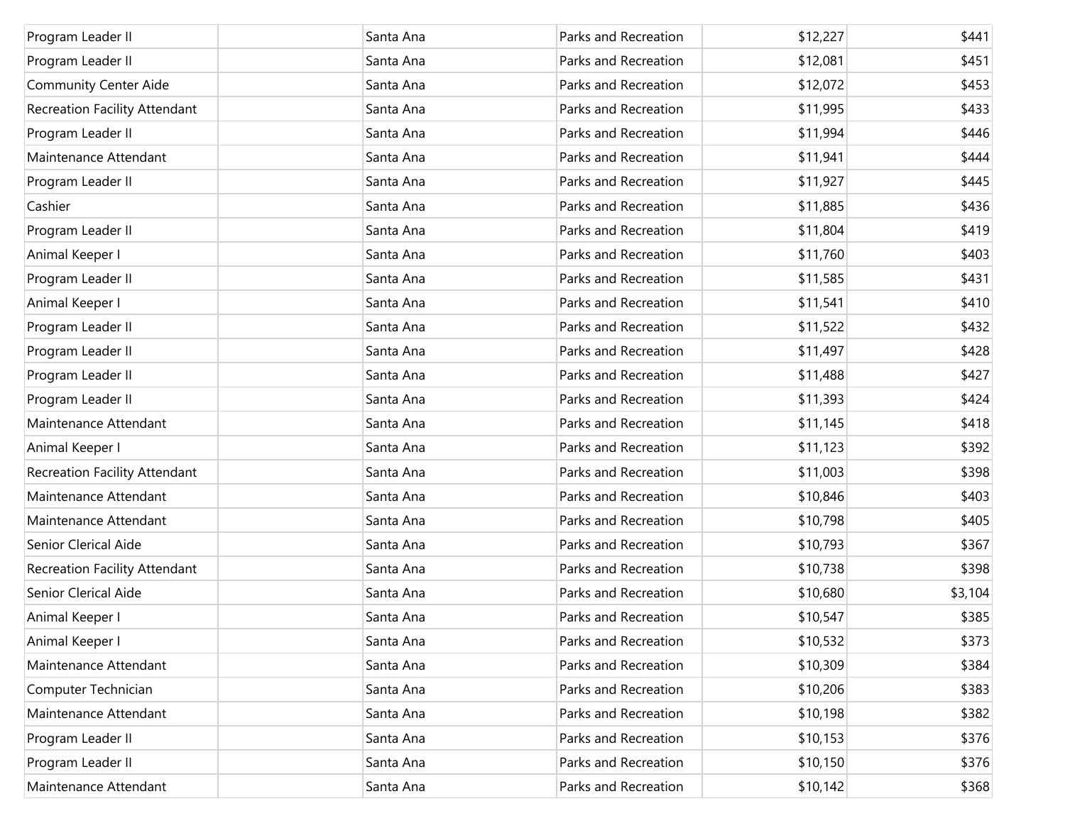| | | | | | |
|---|---|---|---|---|---|
| Program Leader II | | Santa Ana | Parks and Recreation | $12,227 | $441 |
| Program Leader II | | Santa Ana | Parks and Recreation | $12,081 | $451 |
| Community Center Aide | | Santa Ana | Parks and Recreation | $12,072 | $453 |
| Recreation Facility Attendant | | Santa Ana | Parks and Recreation | $11,995 | $433 |
| Program Leader II | | Santa Ana | Parks and Recreation | $11,994 | $446 |
| Maintenance Attendant | | Santa Ana | Parks and Recreation | $11,941 | $444 |
| Program Leader II | | Santa Ana | Parks and Recreation | $11,927 | $445 |
| Cashier | | Santa Ana | Parks and Recreation | $11,885 | $436 |
| Program Leader II | | Santa Ana | Parks and Recreation | $11,804 | $419 |
| Animal Keeper I | | Santa Ana | Parks and Recreation | $11,760 | $403 |
| Program Leader II | | Santa Ana | Parks and Recreation | $11,585 | $431 |
| Animal Keeper I | | Santa Ana | Parks and Recreation | $11,541 | $410 |
| Program Leader II | | Santa Ana | Parks and Recreation | $11,522 | $432 |
| Program Leader II | | Santa Ana | Parks and Recreation | $11,497 | $428 |
| Program Leader II | | Santa Ana | Parks and Recreation | $11,488 | $427 |
| Program Leader II | | Santa Ana | Parks and Recreation | $11,393 | $424 |
| Maintenance Attendant | | Santa Ana | Parks and Recreation | $11,145 | $418 |
| Animal Keeper I | | Santa Ana | Parks and Recreation | $11,123 | $392 |
| Recreation Facility Attendant | | Santa Ana | Parks and Recreation | $11,003 | $398 |
| Maintenance Attendant | | Santa Ana | Parks and Recreation | $10,846 | $403 |
| Maintenance Attendant | | Santa Ana | Parks and Recreation | $10,798 | $405 |
| Senior Clerical Aide | | Santa Ana | Parks and Recreation | $10,793 | $367 |
| Recreation Facility Attendant | | Santa Ana | Parks and Recreation | $10,738 | $398 |
| Senior Clerical Aide | | Santa Ana | Parks and Recreation | $10,680 | $3,104 |
| Animal Keeper I | | Santa Ana | Parks and Recreation | $10,547 | $385 |
| Animal Keeper I | | Santa Ana | Parks and Recreation | $10,532 | $373 |
| Maintenance Attendant | | Santa Ana | Parks and Recreation | $10,309 | $384 |
| Computer Technician | | Santa Ana | Parks and Recreation | $10,206 | $383 |
| Maintenance Attendant | | Santa Ana | Parks and Recreation | $10,198 | $382 |
| Program Leader II | | Santa Ana | Parks and Recreation | $10,153 | $376 |
| Program Leader II | | Santa Ana | Parks and Recreation | $10,150 | $376 |
| Maintenance Attendant | | Santa Ana | Parks and Recreation | $10,142 | $368 |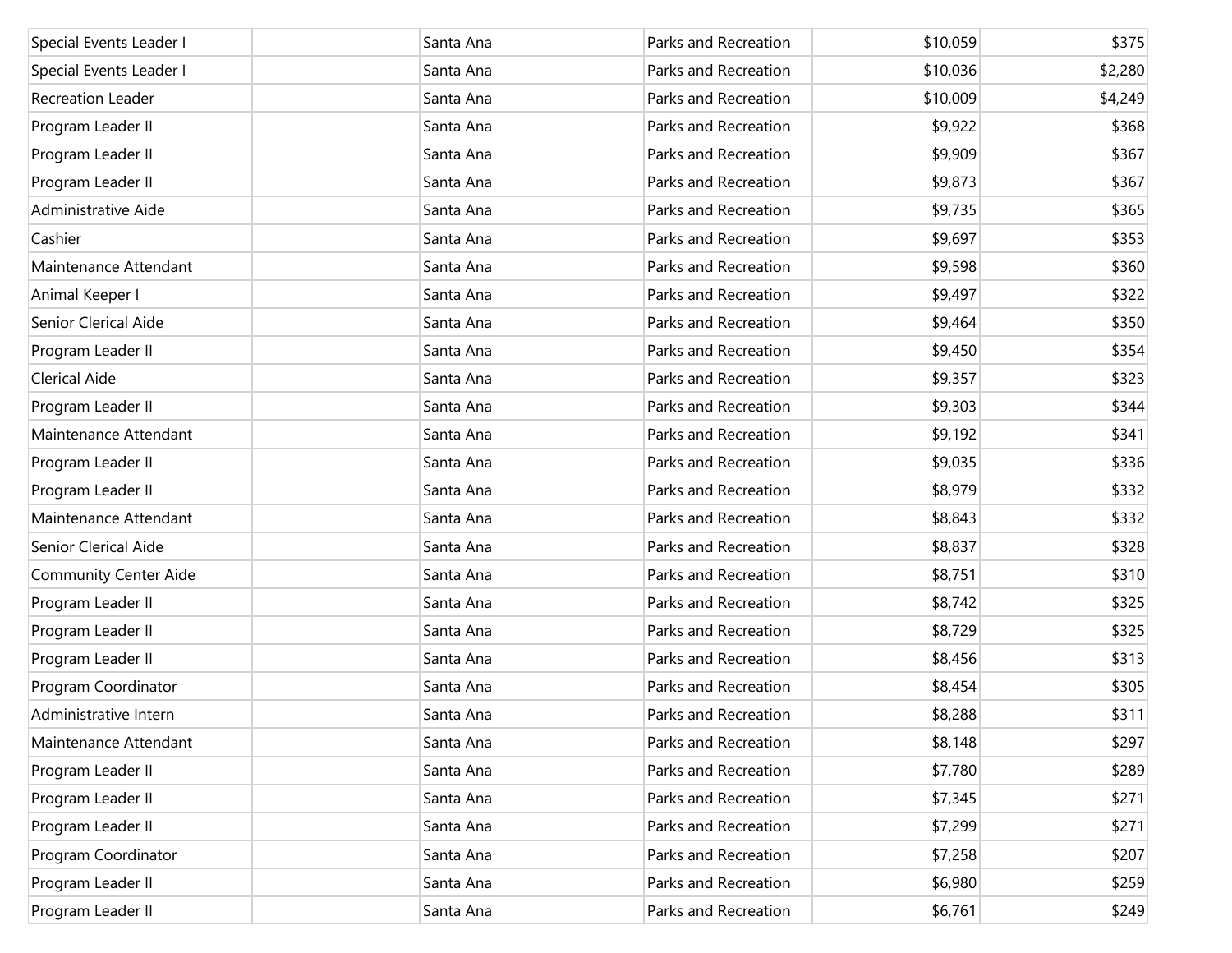| | | | | | |
|---|---|---|---|---|---|
| Special Events Leader I | | Santa Ana | Parks and Recreation | $10,059 | $375 |
| Special Events Leader I | | Santa Ana | Parks and Recreation | $10,036 | $2,280 |
| Recreation Leader | | Santa Ana | Parks and Recreation | $10,009 | $4,249 |
| Program Leader II | | Santa Ana | Parks and Recreation | $9,922 | $368 |
| Program Leader II | | Santa Ana | Parks and Recreation | $9,909 | $367 |
| Program Leader II | | Santa Ana | Parks and Recreation | $9,873 | $367 |
| Administrative Aide | | Santa Ana | Parks and Recreation | $9,735 | $365 |
| Cashier | | Santa Ana | Parks and Recreation | $9,697 | $353 |
| Maintenance Attendant | | Santa Ana | Parks and Recreation | $9,598 | $360 |
| Animal Keeper I | | Santa Ana | Parks and Recreation | $9,497 | $322 |
| Senior Clerical Aide | | Santa Ana | Parks and Recreation | $9,464 | $350 |
| Program Leader II | | Santa Ana | Parks and Recreation | $9,450 | $354 |
| Clerical Aide | | Santa Ana | Parks and Recreation | $9,357 | $323 |
| Program Leader II | | Santa Ana | Parks and Recreation | $9,303 | $344 |
| Maintenance Attendant | | Santa Ana | Parks and Recreation | $9,192 | $341 |
| Program Leader II | | Santa Ana | Parks and Recreation | $9,035 | $336 |
| Program Leader II | | Santa Ana | Parks and Recreation | $8,979 | $332 |
| Maintenance Attendant | | Santa Ana | Parks and Recreation | $8,843 | $332 |
| Senior Clerical Aide | | Santa Ana | Parks and Recreation | $8,837 | $328 |
| Community Center Aide | | Santa Ana | Parks and Recreation | $8,751 | $310 |
| Program Leader II | | Santa Ana | Parks and Recreation | $8,742 | $325 |
| Program Leader II | | Santa Ana | Parks and Recreation | $8,729 | $325 |
| Program Leader II | | Santa Ana | Parks and Recreation | $8,456 | $313 |
| Program Coordinator | | Santa Ana | Parks and Recreation | $8,454 | $305 |
| Administrative Intern | | Santa Ana | Parks and Recreation | $8,288 | $311 |
| Maintenance Attendant | | Santa Ana | Parks and Recreation | $8,148 | $297 |
| Program Leader II | | Santa Ana | Parks and Recreation | $7,780 | $289 |
| Program Leader II | | Santa Ana | Parks and Recreation | $7,345 | $271 |
| Program Leader II | | Santa Ana | Parks and Recreation | $7,299 | $271 |
| Program Coordinator | | Santa Ana | Parks and Recreation | $7,258 | $207 |
| Program Leader II | | Santa Ana | Parks and Recreation | $6,980 | $259 |
| Program Leader II | | Santa Ana | Parks and Recreation | $6,761 | $249 |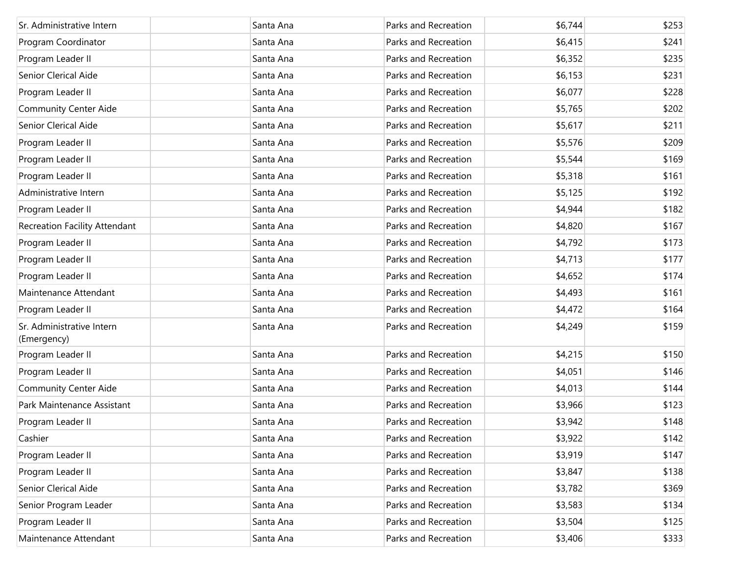| | | | | | |
|---|---|---|---|---|---|
| Sr. Administrative Intern | | Santa Ana | Parks and Recreation | $6,744 | $253 |
| Program Coordinator | | Santa Ana | Parks and Recreation | $6,415 | $241 |
| Program Leader II | | Santa Ana | Parks and Recreation | $6,352 | $235 |
| Senior Clerical Aide | | Santa Ana | Parks and Recreation | $6,153 | $231 |
| Program Leader II | | Santa Ana | Parks and Recreation | $6,077 | $228 |
| Community Center Aide | | Santa Ana | Parks and Recreation | $5,765 | $202 |
| Senior Clerical Aide | | Santa Ana | Parks and Recreation | $5,617 | $211 |
| Program Leader II | | Santa Ana | Parks and Recreation | $5,576 | $209 |
| Program Leader II | | Santa Ana | Parks and Recreation | $5,544 | $169 |
| Program Leader II | | Santa Ana | Parks and Recreation | $5,318 | $161 |
| Administrative Intern | | Santa Ana | Parks and Recreation | $5,125 | $192 |
| Program Leader II | | Santa Ana | Parks and Recreation | $4,944 | $182 |
| Recreation Facility Attendant | | Santa Ana | Parks and Recreation | $4,820 | $167 |
| Program Leader II | | Santa Ana | Parks and Recreation | $4,792 | $173 |
| Program Leader II | | Santa Ana | Parks and Recreation | $4,713 | $177 |
| Program Leader II | | Santa Ana | Parks and Recreation | $4,652 | $174 |
| Maintenance Attendant | | Santa Ana | Parks and Recreation | $4,493 | $161 |
| Program Leader II | | Santa Ana | Parks and Recreation | $4,472 | $164 |
| Sr. Administrative Intern (Emergency) | | Santa Ana | Parks and Recreation | $4,249 | $159 |
| Program Leader II | | Santa Ana | Parks and Recreation | $4,215 | $150 |
| Program Leader II | | Santa Ana | Parks and Recreation | $4,051 | $146 |
| Community Center Aide | | Santa Ana | Parks and Recreation | $4,013 | $144 |
| Park Maintenance Assistant | | Santa Ana | Parks and Recreation | $3,966 | $123 |
| Program Leader II | | Santa Ana | Parks and Recreation | $3,942 | $148 |
| Cashier | | Santa Ana | Parks and Recreation | $3,922 | $142 |
| Program Leader II | | Santa Ana | Parks and Recreation | $3,919 | $147 |
| Program Leader II | | Santa Ana | Parks and Recreation | $3,847 | $138 |
| Senior Clerical Aide | | Santa Ana | Parks and Recreation | $3,782 | $369 |
| Senior Program Leader | | Santa Ana | Parks and Recreation | $3,583 | $134 |
| Program Leader II | | Santa Ana | Parks and Recreation | $3,504 | $125 |
| Maintenance Attendant | | Santa Ana | Parks and Recreation | $3,406 | $333 |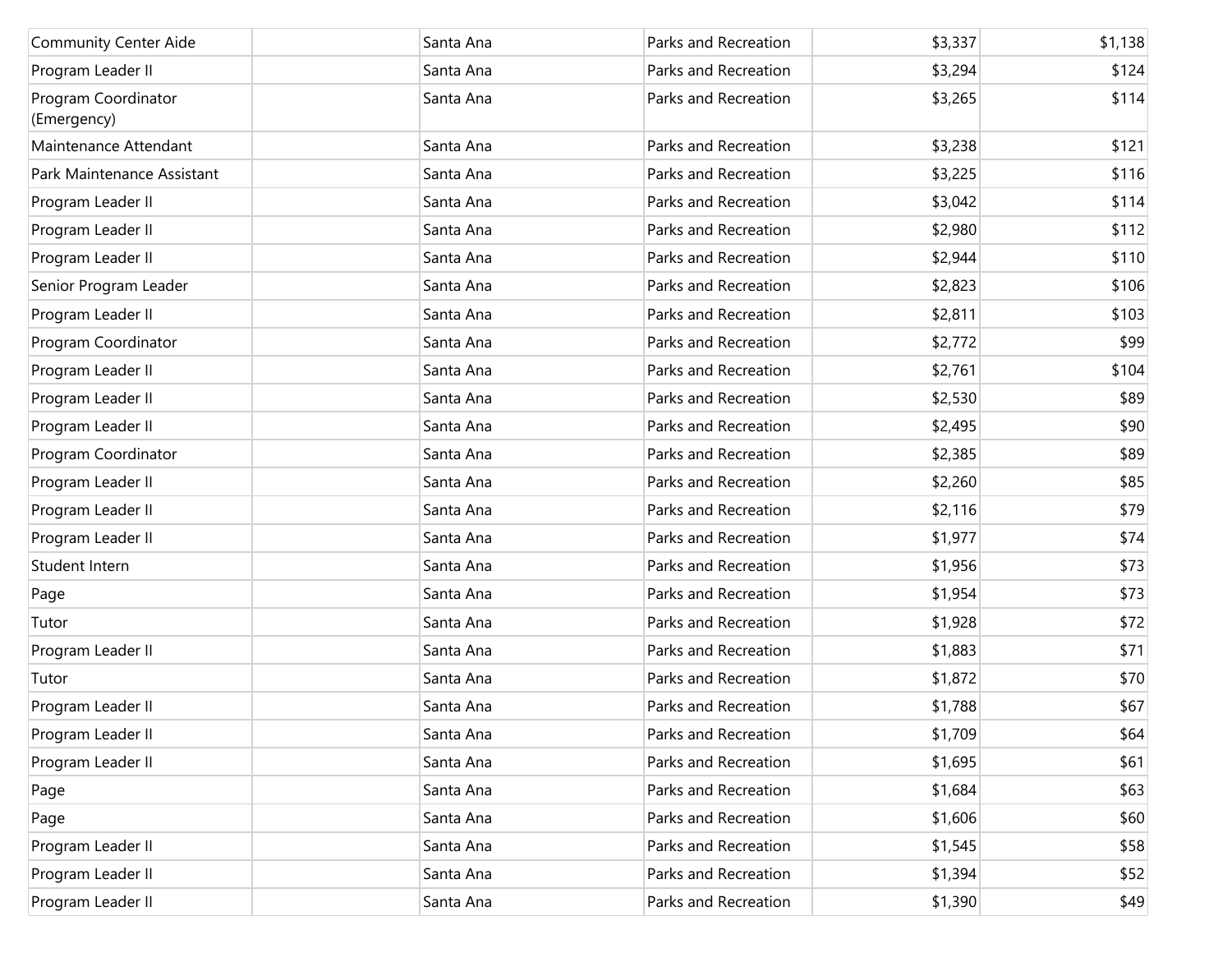| | | | | | |
|---|---|---|---|---|---|
| Community Center Aide | | Santa Ana | Parks and Recreation | $3,337 | $1,138 |
| Program Leader II | | Santa Ana | Parks and Recreation | $3,294 | $124 |
| Program Coordinator (Emergency) | | Santa Ana | Parks and Recreation | $3,265 | $114 |
| Maintenance Attendant | | Santa Ana | Parks and Recreation | $3,238 | $121 |
| Park Maintenance Assistant | | Santa Ana | Parks and Recreation | $3,225 | $116 |
| Program Leader II | | Santa Ana | Parks and Recreation | $3,042 | $114 |
| Program Leader II | | Santa Ana | Parks and Recreation | $2,980 | $112 |
| Program Leader II | | Santa Ana | Parks and Recreation | $2,944 | $110 |
| Senior Program Leader | | Santa Ana | Parks and Recreation | $2,823 | $106 |
| Program Leader II | | Santa Ana | Parks and Recreation | $2,811 | $103 |
| Program Coordinator | | Santa Ana | Parks and Recreation | $2,772 | $99 |
| Program Leader II | | Santa Ana | Parks and Recreation | $2,761 | $104 |
| Program Leader II | | Santa Ana | Parks and Recreation | $2,530 | $89 |
| Program Leader II | | Santa Ana | Parks and Recreation | $2,495 | $90 |
| Program Coordinator | | Santa Ana | Parks and Recreation | $2,385 | $89 |
| Program Leader II | | Santa Ana | Parks and Recreation | $2,260 | $85 |
| Program Leader II | | Santa Ana | Parks and Recreation | $2,116 | $79 |
| Program Leader II | | Santa Ana | Parks and Recreation | $1,977 | $74 |
| Student Intern | | Santa Ana | Parks and Recreation | $1,956 | $73 |
| Page | | Santa Ana | Parks and Recreation | $1,954 | $73 |
| Tutor | | Santa Ana | Parks and Recreation | $1,928 | $72 |
| Program Leader II | | Santa Ana | Parks and Recreation | $1,883 | $71 |
| Tutor | | Santa Ana | Parks and Recreation | $1,872 | $70 |
| Program Leader II | | Santa Ana | Parks and Recreation | $1,788 | $67 |
| Program Leader II | | Santa Ana | Parks and Recreation | $1,709 | $64 |
| Program Leader II | | Santa Ana | Parks and Recreation | $1,695 | $61 |
| Page | | Santa Ana | Parks and Recreation | $1,684 | $63 |
| Page | | Santa Ana | Parks and Recreation | $1,606 | $60 |
| Program Leader II | | Santa Ana | Parks and Recreation | $1,545 | $58 |
| Program Leader II | | Santa Ana | Parks and Recreation | $1,394 | $52 |
| Program Leader II | | Santa Ana | Parks and Recreation | $1,390 | $49 |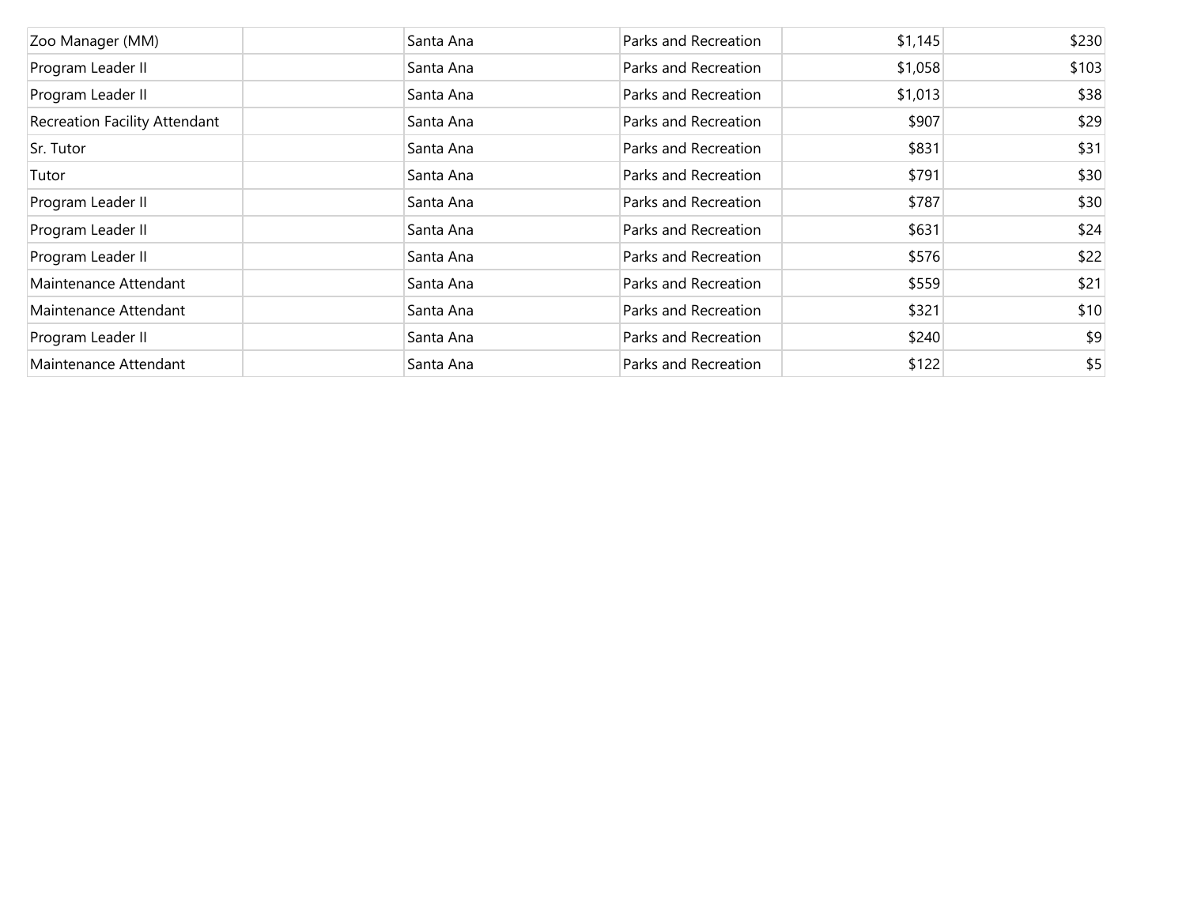| | | | | | |
|---|---|---|---|---|---|
| Zoo Manager (MM) | | Santa Ana | Parks and Recreation | $1,145 | $230 |
| Program Leader II | | Santa Ana | Parks and Recreation | $1,058 | $103 |
| Program Leader II | | Santa Ana | Parks and Recreation | $1,013 | $38 |
| Recreation Facility Attendant | | Santa Ana | Parks and Recreation | $907 | $29 |
| Sr. Tutor | | Santa Ana | Parks and Recreation | $831 | $31 |
| Tutor | | Santa Ana | Parks and Recreation | $791 | $30 |
| Program Leader II | | Santa Ana | Parks and Recreation | $787 | $30 |
| Program Leader II | | Santa Ana | Parks and Recreation | $631 | $24 |
| Program Leader II | | Santa Ana | Parks and Recreation | $576 | $22 |
| Maintenance Attendant | | Santa Ana | Parks and Recreation | $559 | $21 |
| Maintenance Attendant | | Santa Ana | Parks and Recreation | $321 | $10 |
| Program Leader II | | Santa Ana | Parks and Recreation | $240 | $9 |
| Maintenance Attendant | | Santa Ana | Parks and Recreation | $122 | $5 |